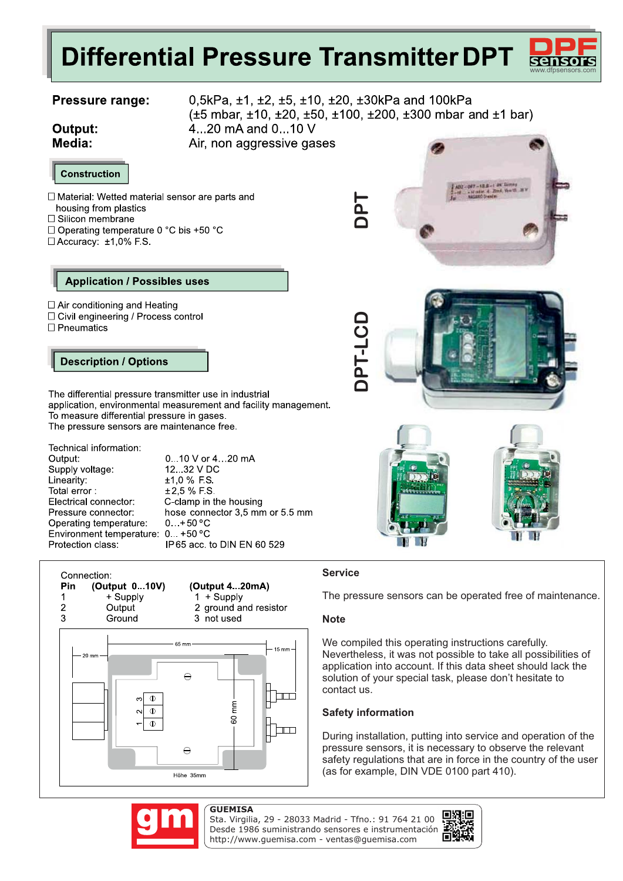# Differential Pressure Transmitter DPT

DPF sensors
www.dfpsensors.com

**Pressure range:** 0,5kPa, ±1, ±2, ±5, ±10, ±20, ±30kPa and 100kPa
(±5 mbar, ±10, ±20, ±50, ±100, ±200, ±300 mbar and ±1 bar)

**Output:** 4...20 mA and 0...10 V

**Media:** Air, non aggressive gases

DPT

DPT-LCD

## Construction

- ☐ Material: Wetted material sensor are parts and housing from plastics
- ☐ Silicon membrane
- ☐ Operating temperature 0 °C bis +50 °C
- ☐ Accuracy: ±1,0% F.S.

## Application / Possibles uses

- ☐ Air conditioning and Heating
- ☐ Civil engineering / Process control
- ☐ Pneumatics

## Description / Options

The differential pressure transmitter use in industrial application, environmental measurement and facility management. To measure differential pressure in gases. The pressure sensors are maintenance free.

Technical information:

| | |
|---|---|
| Output: | 0...10 V or 4...20 mA |
| Supply voltage: | 12...32 V DC |
| Linearity: | ±1,0 % F.S. |
| Total error : | ±2,5 % F.S. |
| Electrical connector: | C-clamp in the housing |
| Pressure connector: | hose connector 3,5 mm or 5.5 mm |
| Operating temperature: | 0...+50 °C |
| Environment temperature: | 0... +50 °C |
| Protection class: | IP65 acc. to DIN EN 60 529 |

Connection:

| Pin | (Output 0...10V) | (Output 4...20mA) |
|---|---|---|
| 1 | + Supply | 1 + Supply |
| 2 | Output | 2 ground and resistor |
| 3 | Ground | 3 not used |

65 mm, 15 mm, 20 mm, 60 mm, 3 2 1, Höhe 35mm

### Service

The pressure sensors can be operated free of maintenance.

### Note

We compiled this operating instructions carefully. Nevertheless, it was not possible to take all possibilities of application into account. If this data sheet should lack the solution of your special task, please don't hesitate to contact us.

### Safety information

During installation, putting into service and operation of the pressure sensors, it is necessary to observe the relevant safety regulations that are in force in the country of the user (as for example, DIN VDE 0100 part 410).

**GUEMISA**
Sta. Virgilia, 29 - 28033 Madrid - Tfno.: 91 764 21 00
Desde 1986 suministrando sensores e instrumentación
http://www.guemisa.com - ventas@guemisa.com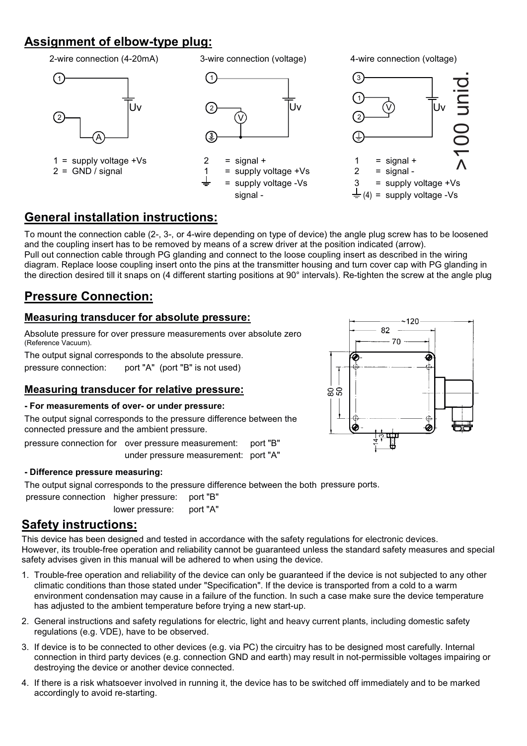## Assignment of elbow-type plug:

2-wire connection (4-20mA)

1 = supply voltage +Vs
2 = GND / signal

3-wire connection (voltage)

2 = signal +
1 = supply voltage +Vs
⏚ = supply voltage -Vs
signal -

4-wire connection (voltage)

1 = signal +
2 = signal -
3 = supply voltage +Vs
⏚ (4) = supply voltage -Vs

>100 unid.

## General installation instructions:

To mount the connection cable (2-, 3-, or 4-wire depending on type of device) the angle plug screw has to be loosened and the coupling insert has to be removed by means of a screw driver at the position indicated (arrow).
Pull out connection cable through PG glanding and connect to the loose coupling insert as described in the wiring diagram. Replace loose coupling insert onto the pins at the transmitter housing and turn cover cap with PG glanding in the direction desired till it snaps on (4 different starting positions at 90° intervals). Re-tighten the screw at the angle plug

## Pressure Connection:

### Measuring transducer for absolute pressure:

Absolute pressure for over pressure measurements over absolute zero (Reference Vacuum).

The output signal corresponds to the absolute pressure.

pressure connection: port "A" (port "B" is not used)

### Measuring transducer for relative pressure:

**- For measurements of over- or under pressure:**

The output signal corresponds to the pressure difference between the connected pressure and the ambient pressure.

pressure connection for over pressure measurement: port "B"
under pressure measurement: port "A"

**- Difference pressure measuring:**

The output signal corresponds to the pressure difference between the both pressure ports.

pressure connection higher pressure: port "B"
lower pressure: port "A"

~120
82
70
80
50
14
3

## Safety instructions:

This device has been designed and tested in accordance with the safety regulations for electronic devices.
However, its trouble-free operation and reliability cannot be guaranteed unless the standard safety measures and special safety advises given in this manual will be adhered to when using the device.

1. Trouble-free operation and reliability of the device can only be guaranteed if the device is not subjected to any other climatic conditions than those stated under "Specification". If the device is transported from a cold to a warm environment condensation may cause in a failure of the function. In such a case make sure the device temperature has adjusted to the ambient temperature before trying a new start-up.
2. General instructions and safety regulations for electric, light and heavy current plants, including domestic safety regulations (e.g. VDE), have to be observed.
3. If device is to be connected to other devices (e.g. via PC) the circuitry has to be designed most carefully. Internal connection in third party devices (e.g. connection GND and earth) may result in not-permissible voltages impairing or destroying the device or another device connected.
4. If there is a risk whatsoever involved in running it, the device has to be switched off immediately and to be marked accordingly to avoid re-starting.